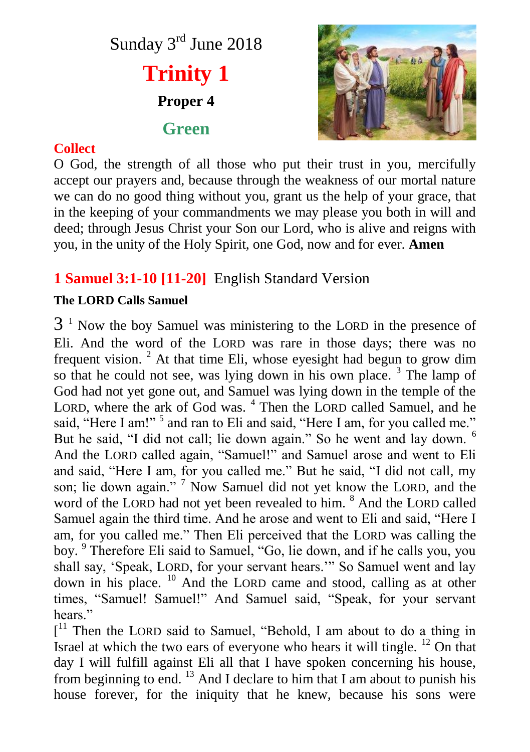Sunday 3rd June 2018

# Trinity 1

**Proper 4**

**Green**

**Collect**

O God, the strength of all those who put their trust in you, mercifully accept our prayers and, because through the weakness of our mortal nature we can do no good thing without you, grant us the help of your grace, that in the keeping of your commandments we may please you both in will and deed; through Jesus Christ your Son our Lord, who is alive and reigns with you, in the unity of the Holy Spirit, one God, now and for ever. **Amen**

## 1 Samuel 3:1-10 [11-20] English Standard Version

**The LORD Calls Samuel**

3 [1] Now the boy Samuel was ministering to the LORD in the presence of Eli. And the word of the LORD was rare in those days; there was no frequent vision. [2] At that time Eli, whose eyesight had begun to grow dim so that he could not see, was lying down in his own place. [3] The lamp of God had not yet gone out, and Samuel was lying down in the temple of the LORD, where the ark of God was. [4] Then the LORD called Samuel, and he said, "Here I am!" [5] and ran to Eli and said, "Here I am, for you called me." But he said, "I did not call; lie down again." So he went and lay down. [6] And the LORD called again, "Samuel!" and Samuel arose and went to Eli and said, "Here I am, for you called me." But he said, "I did not call, my son; lie down again." [7] Now Samuel did not yet know the LORD, and the word of the LORD had not yet been revealed to him. [8] And the LORD called Samuel again the third time. And he arose and went to Eli and said, "Here I am, for you called me." Then Eli perceived that the LORD was calling the boy. [9] Therefore Eli said to Samuel, "Go, lie down, and if he calls you, you shall say, 'Speak, LORD, for your servant hears.'" So Samuel went and lay down in his place. [10] And the LORD came and stood, calling as at other times, "Samuel! Samuel!" And Samuel said, "Speak, for your servant hears."

[[11] Then the LORD said to Samuel, "Behold, I am about to do a thing in Israel at which the two ears of everyone who hears it will tingle. [12] On that day I will fulfill against Eli all that I have spoken concerning his house, from beginning to end. [13] And I declare to him that I am about to punish his house forever, for the iniquity that he knew, because his sons were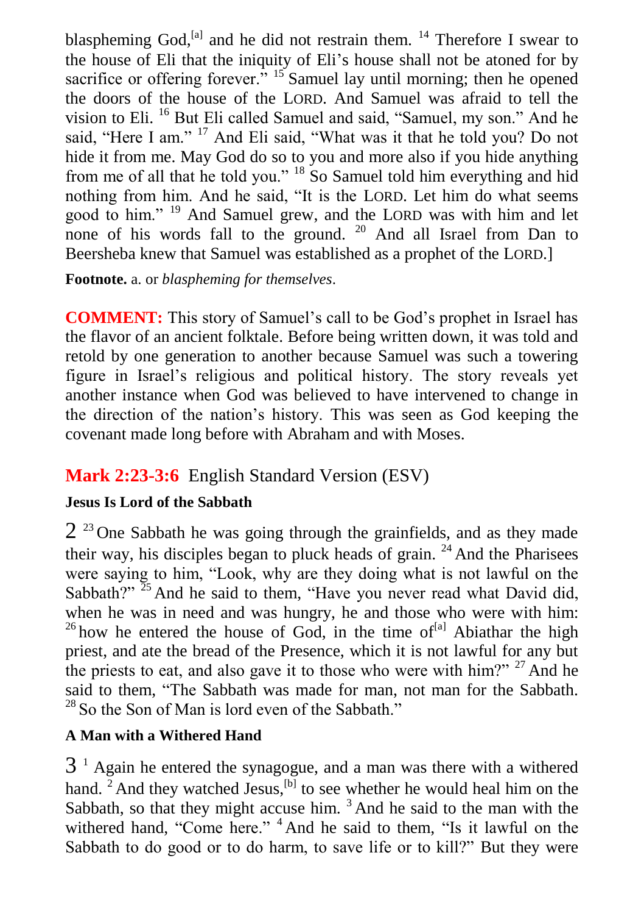blaspheming God,[a] and he did not restrain them. [14] Therefore I swear to the house of Eli that the iniquity of Eli's house shall not be atoned for by sacrifice or offering forever." [15] Samuel lay until morning; then he opened the doors of the house of the LORD. And Samuel was afraid to tell the vision to Eli. [16] But Eli called Samuel and said, "Samuel, my son." And he said, "Here I am." [17] And Eli said, "What was it that he told you? Do not hide it from me. May God do so to you and more also if you hide anything from me of all that he told you." [18] So Samuel told him everything and hid nothing from him. And he said, "It is the LORD. Let him do what seems good to him." [19] And Samuel grew, and the LORD was with him and let none of his words fall to the ground. [20] And all Israel from Dan to Beersheba knew that Samuel was established as a prophet of the LORD.]

**Footnote.** a. or *blaspheming for themselves*.

**COMMENT:** This story of Samuel's call to be God's prophet in Israel has the flavor of an ancient folktale. Before being written down, it was told and retold by one generation to another because Samuel was such a towering figure in Israel's religious and political history. The story reveals yet another instance when God was believed to have intervened to change in the direction of the nation's history. This was seen as God keeping the covenant made long before with Abraham and with Moses.

## **Mark 2:23-3:6** English Standard Version (ESV)

### Jesus Is Lord of the Sabbath

2 [23] One Sabbath he was going through the grainfields, and as they made their way, his disciples began to pluck heads of grain. [24] And the Pharisees were saying to him, "Look, why are they doing what is not lawful on the Sabbath?" [25] And he said to them, "Have you never read what David did, when he was in need and was hungry, he and those who were with him: [26] how he entered the house of God, in the time of[a] Abiathar the high priest, and ate the bread of the Presence, which it is not lawful for any but the priests to eat, and also gave it to those who were with him?" [27] And he said to them, "The Sabbath was made for man, not man for the Sabbath. [28] So the Son of Man is lord even of the Sabbath."

### A Man with a Withered Hand

3 [1] Again he entered the synagogue, and a man was there with a withered hand. [2] And they watched Jesus,[b] to see whether he would heal him on the Sabbath, so that they might accuse him. [3] And he said to the man with the withered hand, "Come here." [4] And he said to them, "Is it lawful on the Sabbath to do good or to do harm, to save life or to kill?" But they were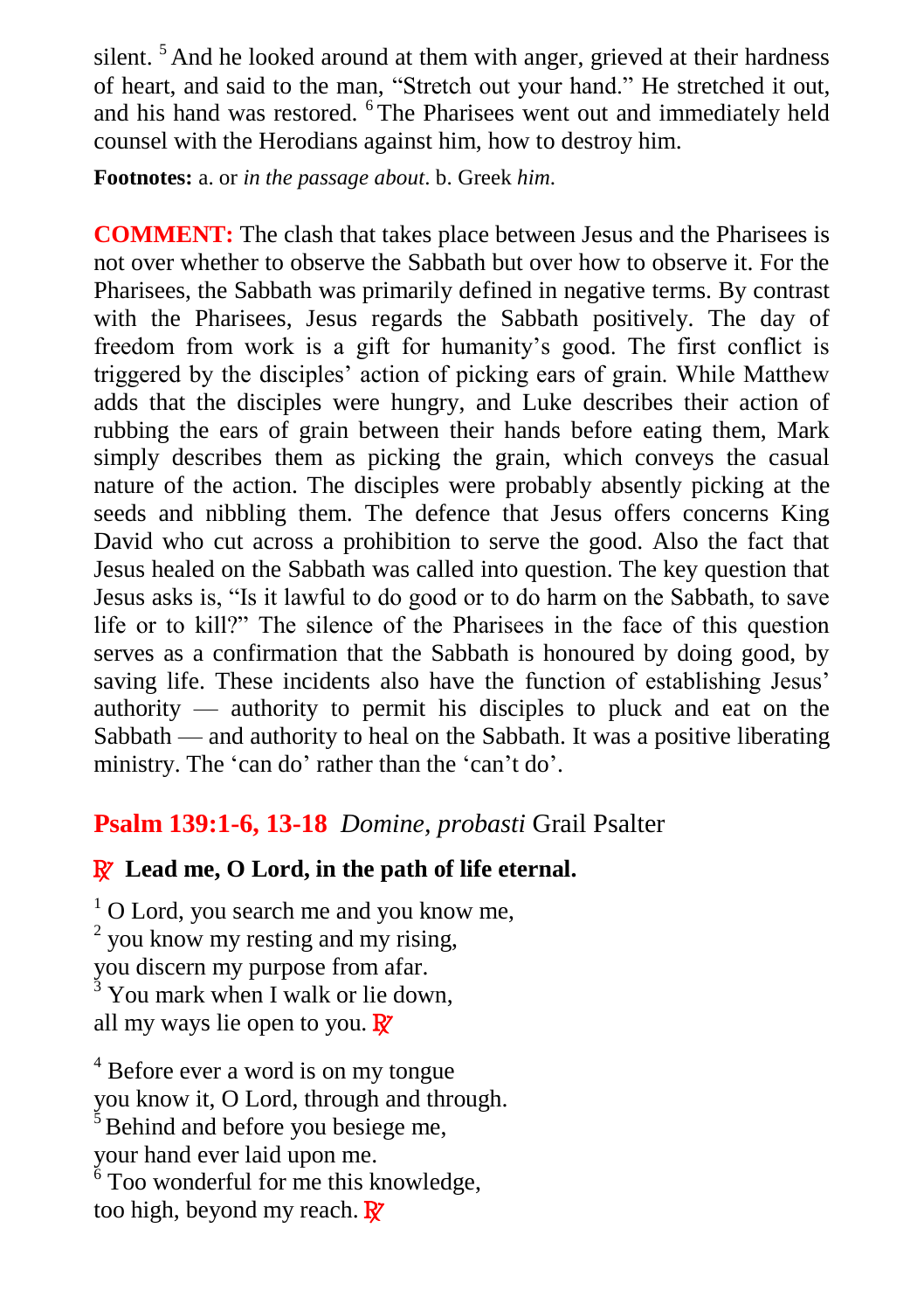silent. [5] And he looked around at them with anger, grieved at their hardness of heart, and said to the man, “Stretch out your hand.” He stretched it out, and his hand was restored. [6] The Pharisees went out and immediately held counsel with the Herodians against him, how to destroy him.

**Footnotes:** a. or *in the passage about*. b. Greek *him*.

**COMMENT:** The clash that takes place between Jesus and the Pharisees is not over whether to observe the Sabbath but over how to observe it. For the Pharisees, the Sabbath was primarily defined in negative terms. By contrast with the Pharisees, Jesus regards the Sabbath positively. The day of freedom from work is a gift for humanity’s good. The first conflict is triggered by the disciples’ action of picking ears of grain. While Matthew adds that the disciples were hungry, and Luke describes their action of rubbing the ears of grain between their hands before eating them, Mark simply describes them as picking the grain, which conveys the casual nature of the action. The disciples were probably absently picking at the seeds and nibbling them. The defence that Jesus offers concerns King David who cut across a prohibition to serve the good. Also the fact that Jesus healed on the Sabbath was called into question. The key question that Jesus asks is, “Is it lawful to do good or to do harm on the Sabbath, to save life or to kill?” The silence of the Pharisees in the face of this question serves as a confirmation that the Sabbath is honoured by doing good, by saving life. These incidents also have the function of establishing Jesus’ authority — authority to permit his disciples to pluck and eat on the Sabbath — and authority to heal on the Sabbath. It was a positive liberating ministry. The ‘can do’ rather than the ‘can’t do’.

## **Psalm 139:1-6, 13-18** *Domine, probasti* Grail Psalter

**℟ Lead me, O Lord, in the path of life eternal.**

[1] O Lord, you search me and you know me,
[2] you know my resting and my rising,
you discern my purpose from afar.
[3] You mark when I walk or lie down,
all my ways lie open to you. ℟

[4] Before ever a word is on my tongue
you know it, O Lord, through and through.
[5] Behind and before you besiege me,
your hand ever laid upon me.
[6] Too wonderful for me this knowledge,
too high, beyond my reach. ℟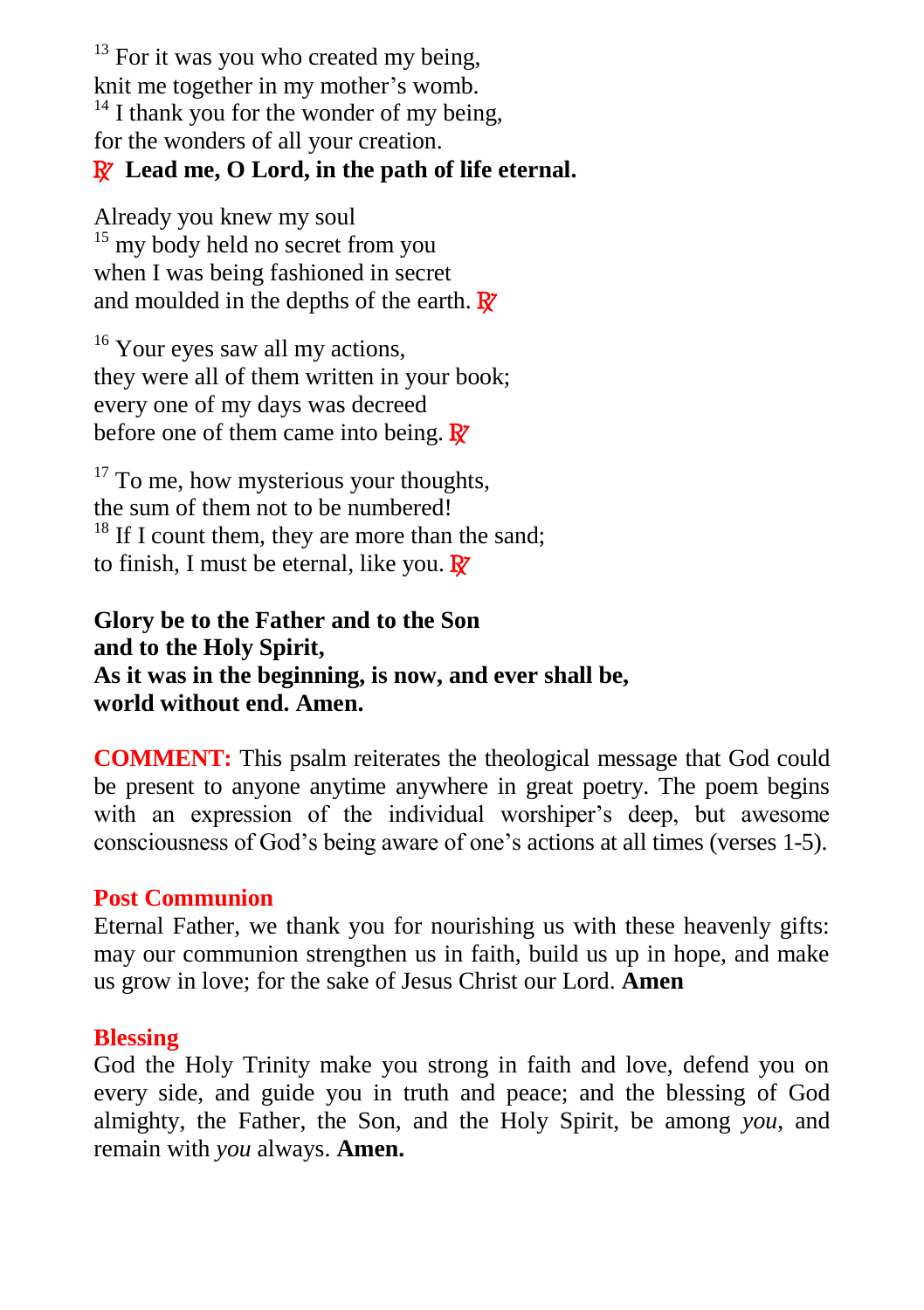[13] For it was you who created my being,
knit me together in my mother's womb.
[14] I thank you for the wonder of my being,
for the wonders of all your creation.
**℟ Lead me, O Lord, in the path of life eternal.**

Already you knew my soul
[15] my body held no secret from you
when I was being fashioned in secret
and moulded in the depths of the earth. ℟

[16] Your eyes saw all my actions,
they were all of them written in your book;
every one of my days was decreed
before one of them came into being. ℟

[17] To me, how mysterious your thoughts,
the sum of them not to be numbered!
[18] If I count them, they are more than the sand;
to finish, I must be eternal, like you. ℟

**Glory be to the Father and to the Son**
**and to the Holy Spirit,**
**As it was in the beginning, is now, and ever shall be,**
**world without end. Amen.**

**COMMENT:** This psalm reiterates the theological message that God could be present to anyone anytime anywhere in great poetry. The poem begins with an expression of the individual worshiper's deep, but awesome consciousness of God's being aware of one's actions at all times (verses 1-5).

## Post Communion

Eternal Father, we thank you for nourishing us with these heavenly gifts: may our communion strengthen us in faith, build us up in hope, and make us grow in love; for the sake of Jesus Christ our Lord. **Amen**

## Blessing

God the Holy Trinity make you strong in faith and love, defend you on every side, and guide you in truth and peace; and the blessing of God almighty, the Father, the Son, and the Holy Spirit, be among *you*, and remain with *you* always. **Amen.**